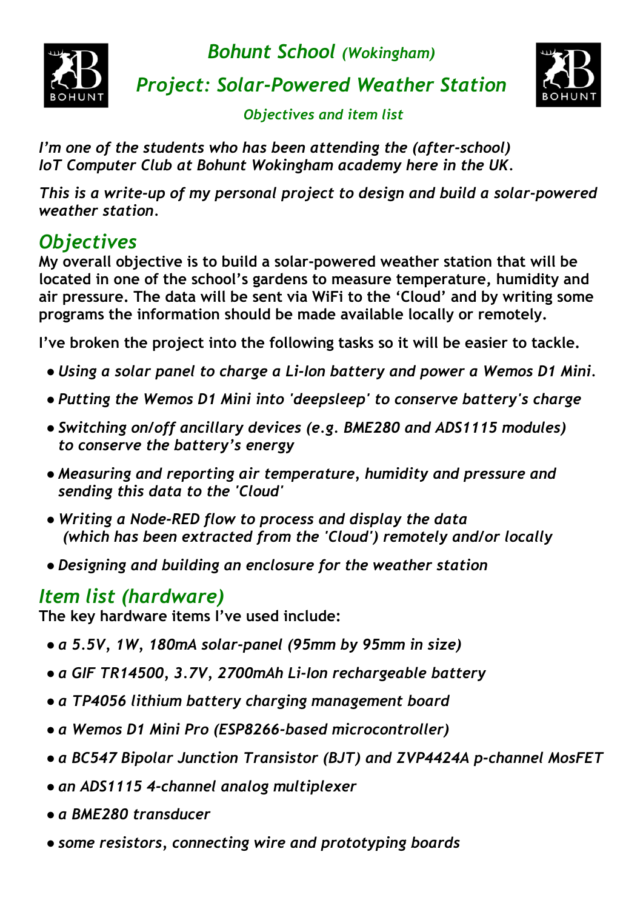# *Bohunt School (Wokingham)*

## *Project: Solar-Powered Weather Station*

*Objectives and item list*

*I'm one of the students who has been attending the (after-school) IoT Computer Club at Bohunt Wokingham academy here in the UK.*

*This is a write-up of my personal project to design and build a solar-powered weather station.*

## *Objectives*

**My overall objective is to build a solar-powered weather station that will be located in one of the school's gardens to measure temperature, humidity and air pressure. The data will be sent via WiFi to the 'Cloud' and by writing some programs the information should be made available locally or remotely.**

**I've broken the project into the following tasks so it will be easier to tackle.**

- *Using a solar panel to charge a Li-Ion battery and power a Wemos D1 Mini.*
- *Putting the Wemos D1 Mini into 'deepsleep' to conserve battery's charge*
- *Switching on/off ancillary devices (e.g. BME280 and ADS1115 modules) to conserve the battery's energy*
- *Measuring and reporting air temperature, humidity and pressure and sending this data to the 'Cloud'*
- *Writing a Node-RED flow to process and display the data (which has been extracted from the 'Cloud') remotely and/or locally*
- *Designing and building an enclosure for the weather station*

## *Item list (hardware)*

**The key hardware items I've used include:**

- *a 5.5V, 1W, 180mA solar-panel (95mm by 95mm in size)*
- *a GIF TR14500, 3.7V, 2700mAh Li-Ion rechargeable battery*
- *a TP4056 lithium battery charging management board*
- *a Wemos D1 Mini Pro (ESP8266-based microcontroller)*
- *a BC547 Bipolar Junction Transistor (BJT) and ZVP4424A p-channel MosFET*
- *an ADS1115 4-channel analog multiplexer*
- *a BME280 transducer*
- *some resistors, connecting wire and prototyping boards*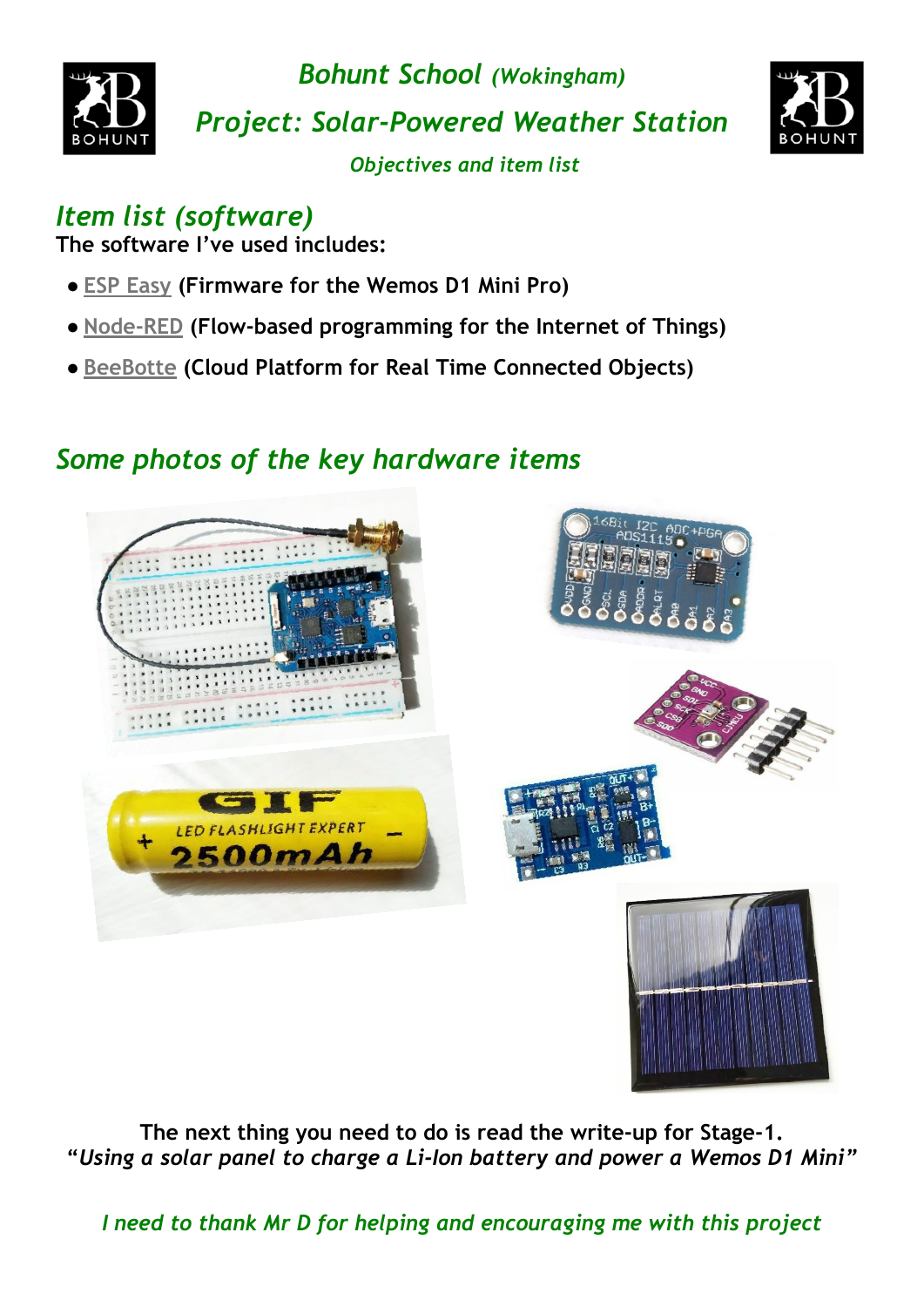# *Bohunt School (Wokingham)*

## *Project: Solar-Powered Weather Station*

*Objectives and item list*

## *Item list (software)*

**The software I've used includes:**

- **ESP Easy (Firmware for the Wemos D1 Mini Pro)**
- **Node-RED (Flow-based programming for the Internet of Things)**
- **BeeBotte (Cloud Platform for Real Time Connected Objects)**

## *Some photos of the key hardware items*

**The next thing you need to do is read the write-up for Stage-1.**
**"*Using a solar panel to charge a Li-Ion battery and power a Wemos D1 Mini*"**

*I need to thank Mr D for helping and encouraging me with this project*